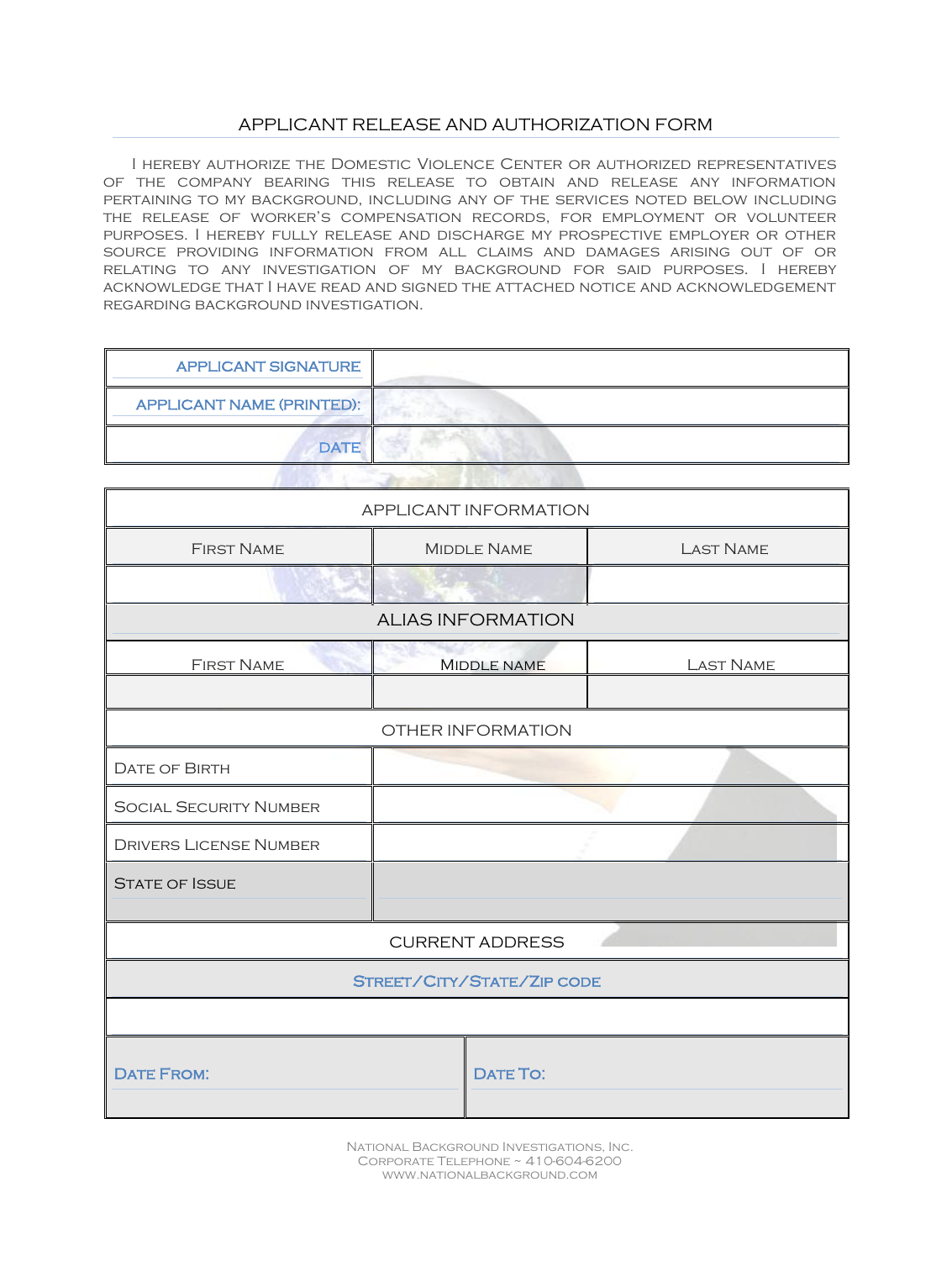# APPLICANT RELEASE AND AUTHORIZATION FORM

I HEREBY AUTHORIZE THE DOMESTIC VIOLENCE CENTER OR AUTHORIZED REPRESENTATIVES OF THE COMPANY BEARING THIS RELEASE TO OBTAIN AND RELEASE ANY INFORMATION PERTAINING TO MY BACKGROUND, INCLUDING ANY OF THE SERVICES NOTED BELOW INCLUDING THE RELEASE OF WORKER'S COMPENSATION RECORDS, FOR EMPLOYMENT OR VOLUNTEER PURPOSES. I HEREBY FULLY RELEASE AND DISCHARGE MY PROSPECTIVE EMPLOYER OR OTHER SOURCE PROVIDING INFORMATION FROM ALL CLAIMS AND DAMAGES ARISING OUT OF OR RELATING TO ANY INVESTIGATION OF MY BACKGROUND FOR SAID PURPOSES. I HEREBY ACKNOWLEDGE THAT I HAVE READ AND SIGNED THE ATTACHED NOTICE AND ACKNOWLEDGEMENT REGARDING BACKGROUND INVESTIGATION.

| | |
|---|---|
| APPLICANT SIGNATURE | |
| APPLICANT NAME (PRINTED): | |
| DATE | |

| APPLICANT INFORMATION | | |
|---|---|---|
| FIRST NAME | MIDDLE NAME | LAST NAME |
| | | |
| **ALIAS INFORMATION** | | |
| FIRST NAME | MIDDLE NAME | LAST NAME |
| | | |
| **OTHER INFORMATION** | | |
| DATE OF BIRTH | | |
| SOCIAL SECURITY NUMBER | | |
| DRIVERS LICENSE NUMBER | | |
| STATE OF ISSUE | | |
| **CURRENT ADDRESS** | | |
| STREET/CITY/STATE/ZIP CODE | | |
| | | |
| DATE FROM: | DATE TO: | |

NATIONAL BACKGROUND INVESTIGATIONS, INC.
CORPORATE TELEPHONE ~ 410-604-6200
WWW.NATIONALBACKGROUND.COM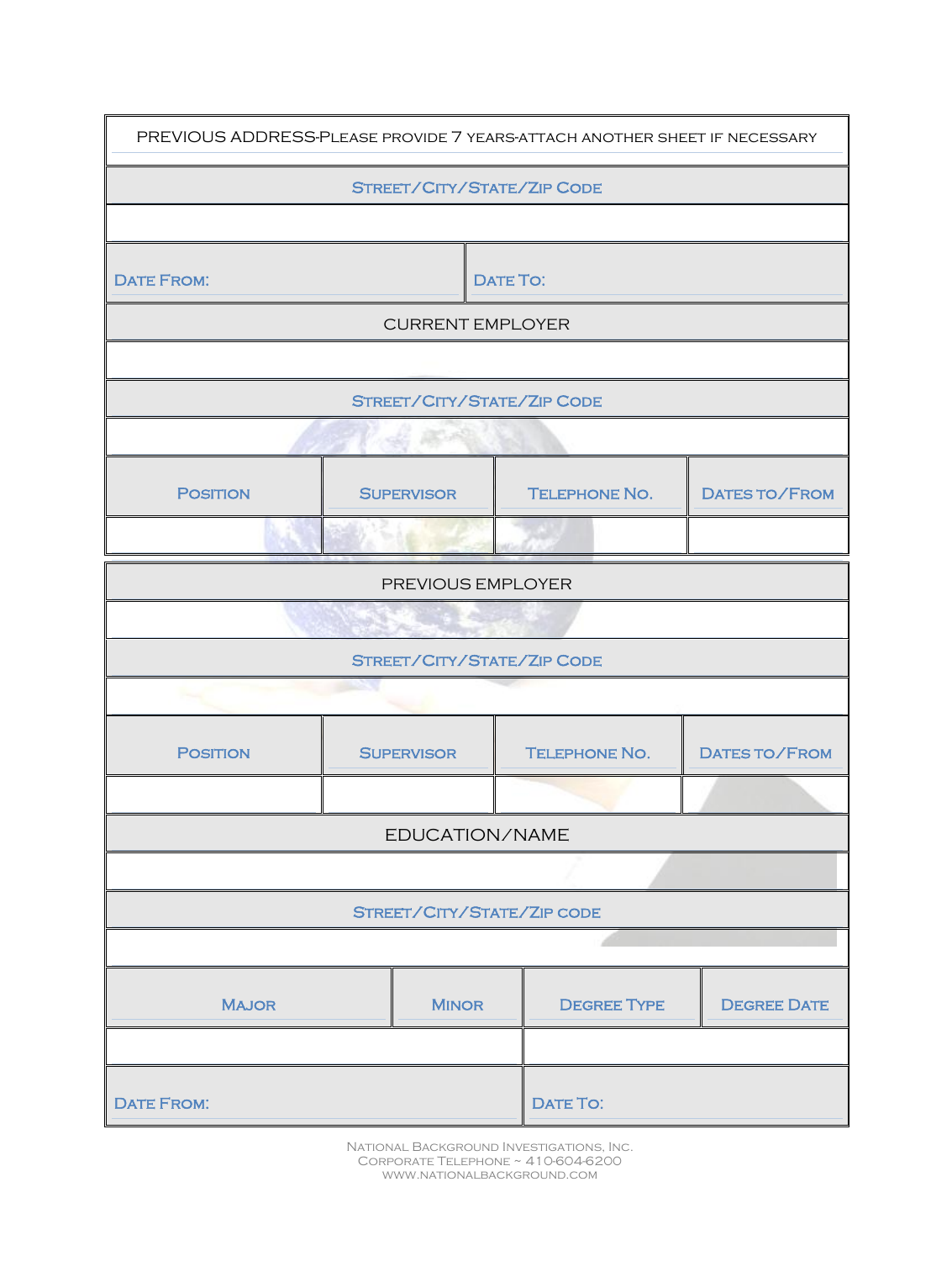| PREVIOUS ADDRESS-PLEASE PROVIDE 7 YEARS-ATTACH ANOTHER SHEET IF NECESSARY | |
|---|---|
| STREET/CITY/STATE/ZIP CODE | |
| | |
| DATE FROM: | DATE TO: |

| CURRENT EMPLOYER | | | |
|---|---|---|---|
| | | | |
| STREET/CITY/STATE/ZIP CODE | | | |
| | | | |
| POSITION | SUPERVISOR | TELEPHONE NO. | DATES TO/FROM |
| | | | |

| PREVIOUS EMPLOYER | | | |
|---|---|---|---|
| | | | |
| STREET/CITY/STATE/ZIP CODE | | | |
| | | | |
| POSITION | SUPERVISOR | TELEPHONE NO. | DATES TO/FROM |
| | | | |

| EDUCATION/NAME | | | |
|---|---|---|---|
| | | | |
| STREET/CITY/STATE/ZIP CODE | | | |
| | | | |
| MAJOR | MINOR | DEGREE TYPE | DEGREE DATE |
| | | | |
| DATE FROM: | | DATE TO: | |

National Background Investigations, Inc.
Corporate Telephone ~ 410-604-6200
www.nationalbackground.com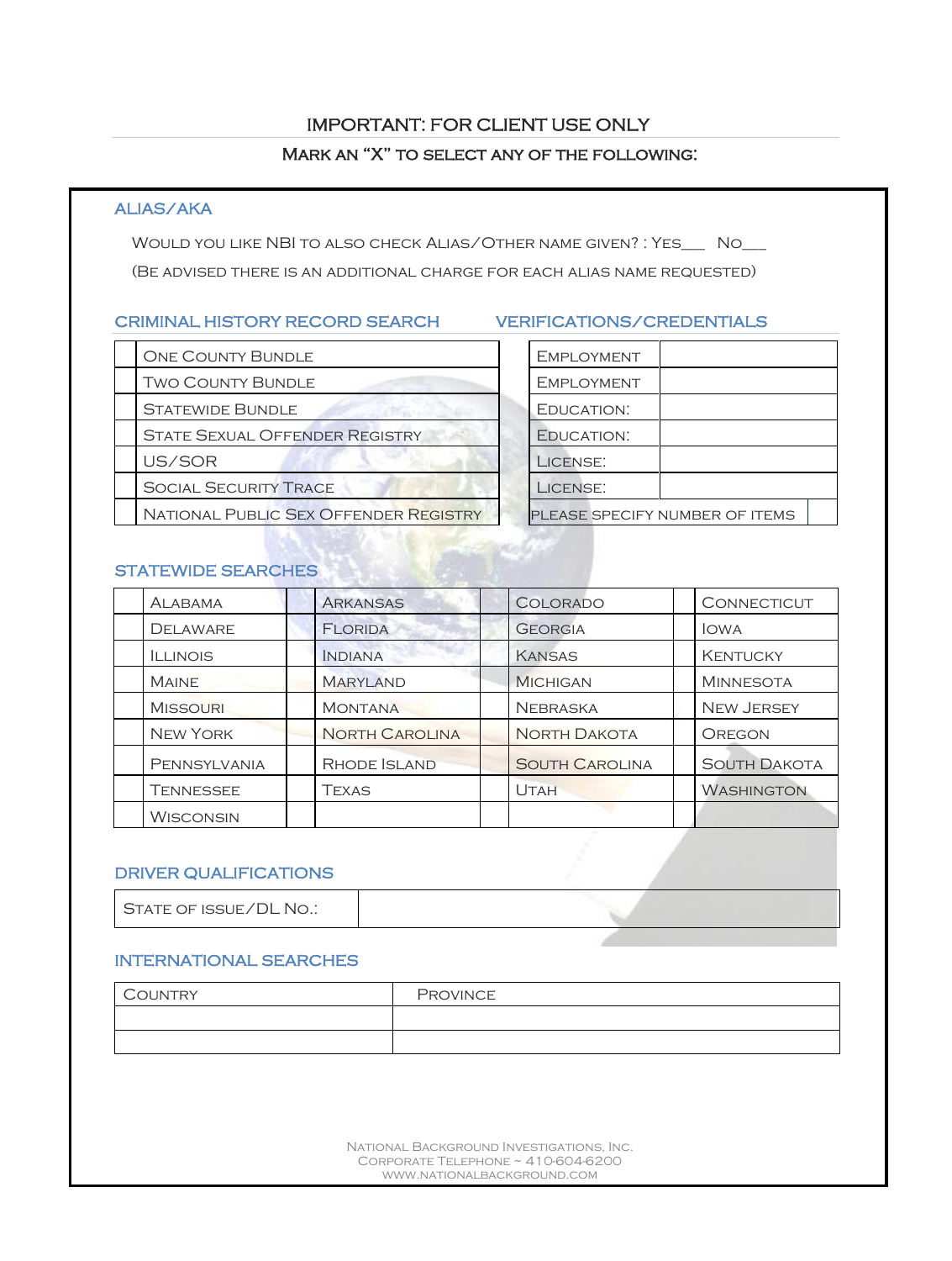IMPORTANT: FOR CLIENT USE ONLY

MARK AN "X" TO SELECT ANY OF THE FOLLOWING:

## ALIAS/AKA

WOULD YOU LIKE NBI TO ALSO CHECK ALIAS/OTHER NAME GIVEN? : YES___ NO___

(BE ADVISED THERE IS AN ADDITIONAL CHARGE FOR EACH ALIAS NAME REQUESTED)

## CRIMINAL HISTORY RECORD SEARCH

| | |
|---|---|
| | ONE COUNTY BUNDLE |
| | TWO COUNTY BUNDLE |
| | STATEWIDE BUNDLE |
| | STATE SEXUAL OFFENDER REGISTRY |
| | US/SOR |
| | SOCIAL SECURITY TRACE |
| | NATIONAL PUBLIC SEX OFFENDER REGISTRY |

## VERIFICATIONS/CREDENTIALS

| | |
|---|---|
| EMPLOYMENT | |
| EMPLOYMENT | |
| EDUCATION: | |
| EDUCATION: | |
| LICENSE: | |
| LICENSE: | |
| PLEASE SPECIFY NUMBER OF ITEMS | |

## STATEWIDE SEARCHES

| | | | | | | | |
|---|---|---|---|---|---|---|---|
| | ALABAMA | | ARKANSAS | | COLORADO | | CONNECTICUT |
| | DELAWARE | | FLORIDA | | GEORGIA | | IOWA |
| | ILLINOIS | | INDIANA | | KANSAS | | KENTUCKY |
| | MAINE | | MARYLAND | | MICHIGAN | | MINNESOTA |
| | MISSOURI | | MONTANA | | NEBRASKA | | NEW JERSEY |
| | NEW YORK | | NORTH CAROLINA | | NORTH DAKOTA | | OREGON |
| | PENNSYLVANIA | | RHODE ISLAND | | SOUTH CAROLINA | | SOUTH DAKOTA |
| | TENNESSEE | | TEXAS | | UTAH | | WASHINGTON |
| | WISCONSIN | | | | | | |

## DRIVER QUALIFICATIONS

| | |
|---|---|
| STATE OF ISSUE/DL NO.: | |

## INTERNATIONAL SEARCHES

| COUNTRY | PROVINCE |
|---|---|
| | |
| | |

NATIONAL BACKGROUND INVESTIGATIONS, INC.
CORPORATE TELEPHONE ~ 410-604-6200
WWW.NATIONALBACKGROUND.COM